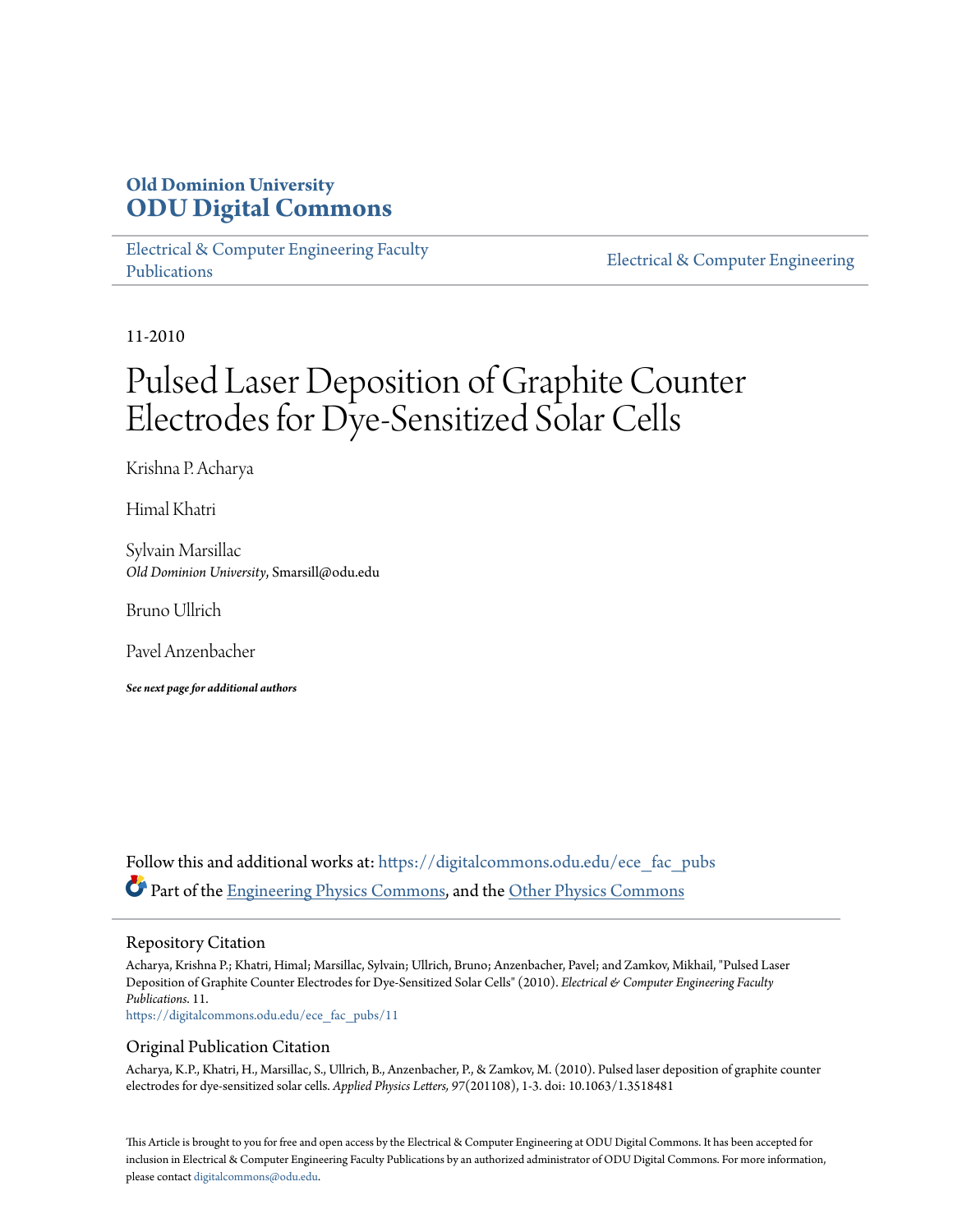## Old Dominion University
## ODU Digital Commons

Electrical & Computer Engineering Faculty Publications

Electrical & Computer Engineering

11-2010

# Pulsed Laser Deposition of Graphite Counter Electrodes for Dye-Sensitized Solar Cells

Krishna P. Acharya

Himal Khatri

Sylvain Marsillac
*Old Dominion University*, Smarsill@odu.edu

Bruno Ullrich

Pavel Anzenbacher

***See next page for additional authors***

Follow this and additional works at: https://digitalcommons.odu.edu/ece_fac_pubs

Part of the Engineering Physics Commons, and the Other Physics Commons

### Repository Citation

Acharya, Krishna P.; Khatri, Himal; Marsillac, Sylvain; Ullrich, Bruno; Anzenbacher, Pavel; and Zamkov, Mikhail, "Pulsed Laser Deposition of Graphite Counter Electrodes for Dye-Sensitized Solar Cells" (2010). *Electrical & Computer Engineering Faculty Publications*. 11.
https://digitalcommons.odu.edu/ece_fac_pubs/11

### Original Publication Citation

Acharya, K.P., Khatri, H., Marsillac, S., Ullrich, B., Anzenbacher, P., & Zamkov, M. (2010). Pulsed laser deposition of graphite counter electrodes for dye-sensitized solar cells. *Applied Physics Letters, 97*(201108), 1-3. doi: 10.1063/1.3518481

This Article is brought to you for free and open access by the Electrical & Computer Engineering at ODU Digital Commons. It has been accepted for inclusion in Electrical & Computer Engineering Faculty Publications by an authorized administrator of ODU Digital Commons. For more information, please contact digitalcommons@odu.edu.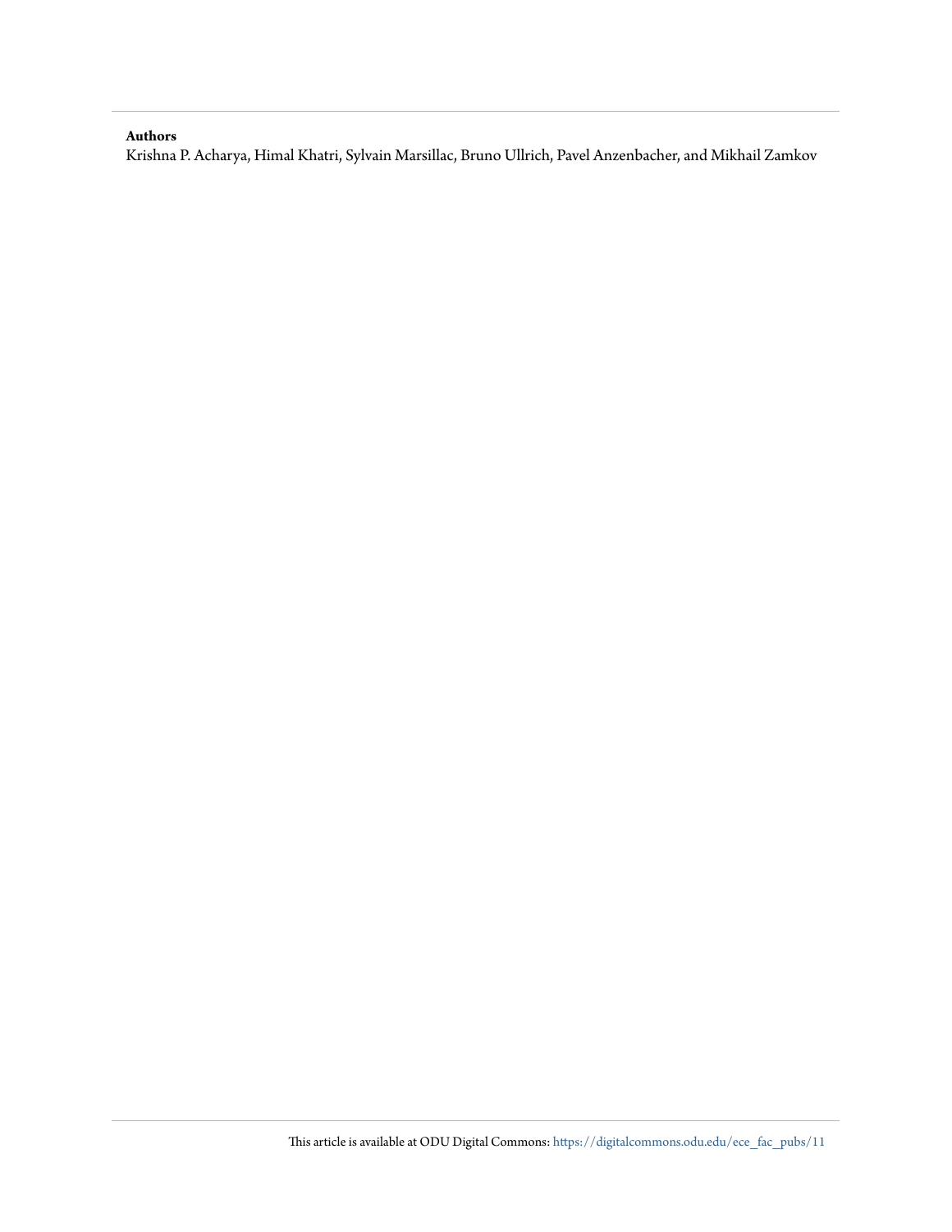**Authors**

Krishna P. Acharya, Himal Khatri, Sylvain Marsillac, Bruno Ullrich, Pavel Anzenbacher, and Mikhail Zamkov

This article is available at ODU Digital Commons: https://digitalcommons.odu.edu/ece_fac_pubs/11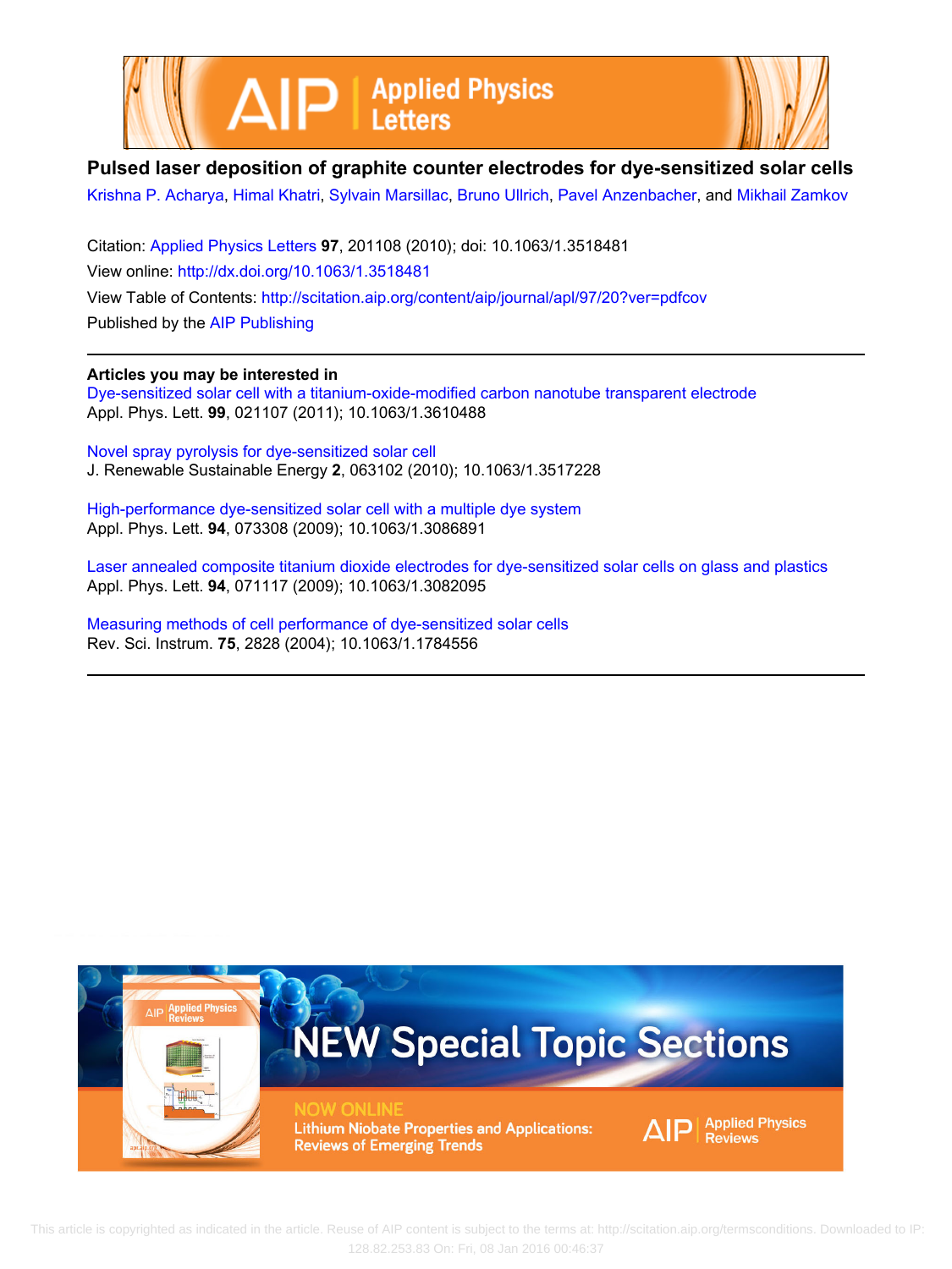# Pulsed laser deposition of graphite counter electrodes for dye-sensitized solar cells

Krishna P. Acharya, Himal Khatri, Sylvain Marsillac, Bruno Ullrich, Pavel Anzenbacher, and Mikhail Zamkov

Citation: Applied Physics Letters **97**, 201108 (2010); doi: 10.1063/1.3518481

View online: http://dx.doi.org/10.1063/1.3518481

View Table of Contents: http://scitation.aip.org/content/aip/journal/apl/97/20?ver=pdfcov

Published by the AIP Publishing

## Articles you may be interested in

Dye-sensitized solar cell with a titanium-oxide-modified carbon nanotube transparent electrode
Appl. Phys. Lett. **99**, 021107 (2011); 10.1063/1.3610488

Novel spray pyrolysis for dye-sensitized solar cell
J. Renewable Sustainable Energy **2**, 063102 (2010); 10.1063/1.3517228

High-performance dye-sensitized solar cell with a multiple dye system
Appl. Phys. Lett. **94**, 073308 (2009); 10.1063/1.3086891

Laser annealed composite titanium dioxide electrodes for dye-sensitized solar cells on glass and plastics
Appl. Phys. Lett. **94**, 071117 (2009); 10.1063/1.3082095

Measuring methods of cell performance of dye-sensitized solar cells
Rev. Sci. Instrum. **75**, 2828 (2004); 10.1063/1.1784556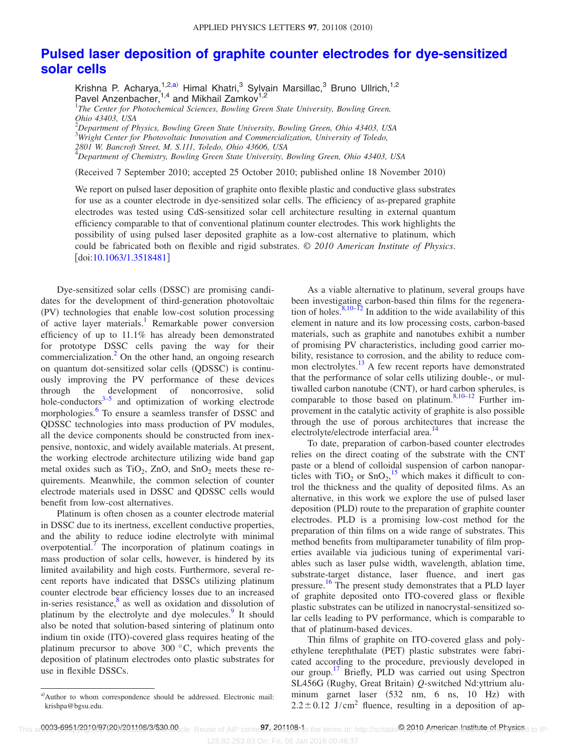# Pulsed laser deposition of graphite counter electrodes for dye-sensitized solar cells

Krishna P. Acharya,[1,2,a)] Himal Khatri,[3] Sylvain Marsillac,[3] Bruno Ullrich,[1,2] Pavel Anzenbacher,[1,4] and Mikhail Zamkov[1,2]

[1]*The Center for Photochemical Sciences, Bowling Green State University, Bowling Green, Ohio 43403, USA*
[2]*Department of Physics, Bowling Green State University, Bowling Green, Ohio 43403, USA*
[3]*Wright Center for Photovoltaic Innovation and Commercialization, University of Toledo, 2801 W. Bancroft Street, M. S.111, Toledo, Ohio 43606, USA*
[4]*Department of Chemistry, Bowling Green State University, Bowling Green, Ohio 43403, USA*

(Received 7 September 2010; accepted 25 October 2010; published online 18 November 2010)

We report on pulsed laser deposition of graphite onto flexible plastic and conductive glass substrates for use as a counter electrode in dye-sensitized solar cells. The efficiency of as-prepared graphite electrodes was tested using CdS-sensitized solar cell architecture resulting in external quantum efficiency comparable to that of conventional platinum counter electrodes. This work highlights the possibility of using pulsed laser deposited graphite as a low-cost alternative to platinum, which could be fabricated both on flexible and rigid substrates. © *2010 American Institute of Physics*. [doi:10.1063/1.3518481]

Dye-sensitized solar cells (DSSC) are promising candidates for the development of third-generation photovoltaic (PV) technologies that enable low-cost solution processing of active layer materials.[1] Remarkable power conversion efficiency of up to 11.1% has already been demonstrated for prototype DSSC cells paving the way for their commercialization.[2] On the other hand, an ongoing research on quantum dot-sensitized solar cells (QDSSC) is continuously improving the PV performance of these devices through the development of noncorrosive, solid hole-conductors[3–5] and optimization of working electrode morphologies.[6] To ensure a seamless transfer of DSSC and QDSSC technologies into mass production of PV modules, all the device components should be constructed from inexpensive, nontoxic, and widely available materials. At present, the working electrode architecture utilizing wide band gap metal oxides such as $TiO_2$, ZnO, and $SnO_2$ meets these requirements. Meanwhile, the common selection of counter electrode materials used in DSSC and QDSSC cells would benefit from low-cost alternatives.

Platinum is often chosen as a counter electrode material in DSSC due to its inertness, excellent conductive properties, and the ability to reduce iodine electrolyte with minimal overpotential.[7] The incorporation of platinum coatings in mass production of solar cells, however, is hindered by its limited availability and high costs. Furthermore, several recent reports have indicated that DSSCs utilizing platinum counter electrode bear efficiency losses due to an increased in-series resistance,[8] as well as oxidation and dissolution of platinum by the electrolyte and dye molecules.[9] It should also be noted that solution-based sintering of platinum onto indium tin oxide (ITO)-covered glass requires heating of the platinum precursor to above 300 °C, which prevents the deposition of platinum electrodes onto plastic substrates for use in flexible DSSCs.

As a viable alternative to platinum, several groups have been investigating carbon-based thin films for the regeneration of holes.[8,10–12] In addition to the wide availability of this element in nature and its low processing costs, carbon-based materials, such as graphite and nanotubes exhibit a number of promising PV characteristics, including good carrier mobility, resistance to corrosion, and the ability to reduce common electrolytes.[13] A few recent reports have demonstrated that the performance of solar cells utilizing double-, or multiwalled carbon nanotube (CNT), or hard carbon spherules, is comparable to those based on platinum.[8,10–12] Further improvement in the catalytic activity of graphite is also possible through the use of porous architectures that increase the electrolyte/electrode interfacial area.[14]

To date, preparation of carbon-based counter electrodes relies on the direct coating of the substrate with the CNT paste or a blend of colloidal suspension of carbon nanoparticles with $TiO_2$ or $SnO_2$,[15] which makes it difficult to control the thickness and the quality of deposited films. As an alternative, in this work we explore the use of pulsed laser deposition (PLD) route to the preparation of graphite counter electrodes. PLD is a promising low-cost method for the preparation of thin films on a wide range of substrates. This method benefits from multiparameter tunability of film properties available via judicious tuning of experimental variables such as laser pulse width, wavelength, ablation time, substrate-target distance, laser fluence, and inert gas pressure.[16] The present study demonstrates that a PLD layer of graphite deposited onto ITO-covered glass or flexible plastic substrates can be utilized in nanocrystal-sensitized solar cells leading to PV performance, which is comparable to that of platinum-based devices.

Thin films of graphite on ITO-covered glass and polyethylene terephthalate (PET) plastic substrates were fabricated according to the procedure, previously developed in our group.[17] Briefly, PLD was carried out using Spectron SL456G (Rugby, Great Britain) *Q*-switched Nd:yttrium aluminum garnet laser (532 nm, 6 ns, 10 Hz) with $2.2 \pm 0.12\ \mathrm{J/cm^2}$ fluence, resulting in a deposition of ap-

[a)]Author to whom correspondence should be addressed. Electronic mail: krishpa@bgsu.edu.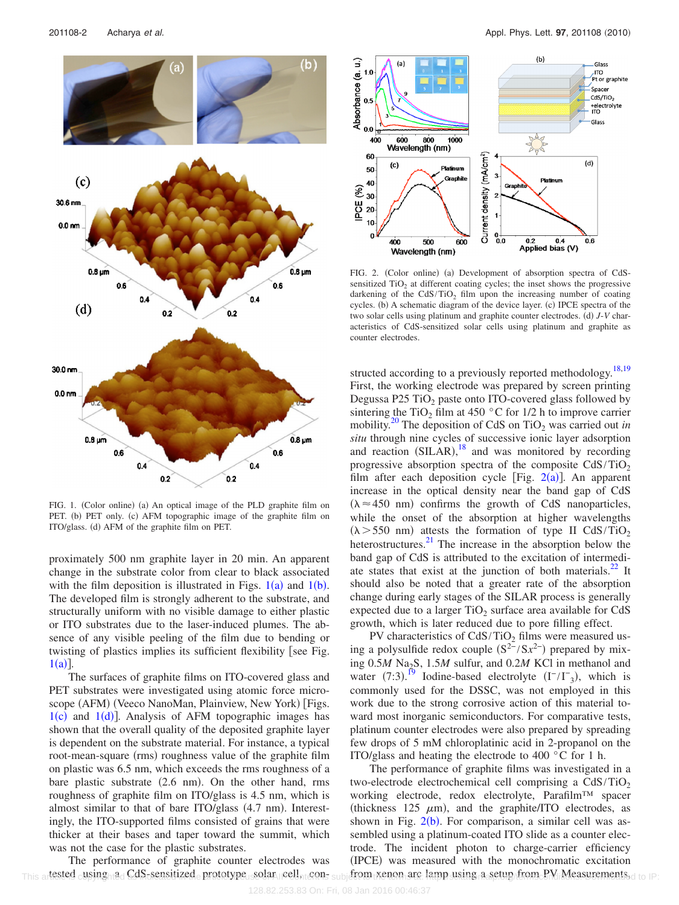FIG. 1. (Color online) (a) An optical image of the PLD graphite film on PET. (b) PET only. (c) AFM topographic image of the graphite film on ITO/glass. (d) AFM of the graphite film on PET.

proximately 500 nm graphite layer in 20 min. An apparent change in the substrate color from clear to black associated with the film deposition is illustrated in Figs. 1(a) and 1(b). The developed film is strongly adherent to the substrate, and structurally uniform with no visible damage to either plastic or ITO substrates due to the laser-induced plumes. The absence of any visible peeling of the film due to bending or twisting of plastics implies its sufficient flexibility [see Fig. 1(a)].

The surfaces of graphite films on ITO-covered glass and PET substrates were investigated using atomic force microscope (AFM) (Veeco NanoMan, Plainview, New York) [Figs. 1(c) and 1(d)]. Analysis of AFM topographic images has shown that the overall quality of the deposited graphite layer is dependent on the substrate material. For instance, a typical root-mean-square (rms) roughness value of the graphite film on plastic was 6.5 nm, which exceeds the rms roughness of a bare plastic substrate (2.6 nm). On the other hand, rms roughness of graphite film on ITO/glass is 4.5 nm, which is almost similar to that of bare ITO/glass (4.7 nm). Interestingly, the ITO-supported films consisted of grains that were thicker at their bases and taper toward the summit, which was not the case for the plastic substrates.

The performance of graphite counter electrodes was tested using a CdS-sensitized prototype solar cell, constructed according to a previously reported methodology.[18,19] First, the working electrode was prepared by screen printing Degussa P25 $TiO_2$ paste onto ITO-covered glass followed by sintering the $TiO_2$ film at 450 °C for 1/2 h to improve carrier mobility.[20] The deposition of CdS on $TiO_2$ was carried out *in situ* through nine cycles of successive ionic layer adsorption and reaction (SILAR),[18] and was monitored by recording progressive absorption spectra of the composite $CdS/TiO_2$ film after each deposition cycle [Fig. 2(a)]. An apparent increase in the optical density near the band gap of CdS ($\lambda \approx 450$ nm) confirms the growth of CdS nanoparticles, while the onset of the absorption at higher wavelengths ($\lambda > 550$ nm) attests the formation of type II $CdS/TiO_2$ heterostructures.[21] The increase in the absorption below the band gap of CdS is attributed to the excitation of intermediate states that exist at the junction of both materials.[22] It should also be noted that a greater rate of the absorption change during early stages of the SILAR process is generally expected due to a larger $TiO_2$ surface area available for CdS growth, which is later reduced due to pore filling effect.

PV characteristics of $CdS/TiO_2$ films were measured using a polysulfide redox couple ($S^{2-}/Sx^{2-}$) prepared by mixing 0.5*M* $Na_2S$, 1.5*M* sulfur, and 0.2*M* KCl in methanol and water (7:3).[19] Iodine-based electrolyte ($I^-/I^-_3$), which is commonly used for the DSSC, was not employed in this work due to the strong corrosive action of this material toward most inorganic semiconductors. For comparative tests, platinum counter electrodes were also prepared by spreading few drops of 5 mM chloroplatinic acid in 2-propanol on the ITO/glass and heating the electrode to 400 °C for 1 h.

The performance of graphite films was investigated in a two-electrode electrochemical cell comprising a $CdS/TiO_2$ working electrode, redox electrolyte, Parafilm™ spacer (thickness 125 $\mu$m), and the graphite/ITO electrodes, as shown in Fig. 2(b). For comparison, a similar cell was assembled using a platinum-coated ITO slide as a counter electrode. The incident photon to charge-carrier efficiency (IPCE) was measured with the monochromatic excitation from xenon arc lamp using a setup from PV Measurements,

FIG. 2. (Color online) (a) Development of absorption spectra of CdS-sensitized $TiO_2$ at different coating cycles; the inset shows the progressive darkening of the $CdS/TiO_2$ film upon the increasing number of coating cycles. (b) A schematic diagram of the device layer. (c) IPCE spectra of the two solar cells using platinum and graphite counter electrodes. (d) *J-V* characteristics of CdS-sensitized solar cells using platinum and graphite as counter electrodes.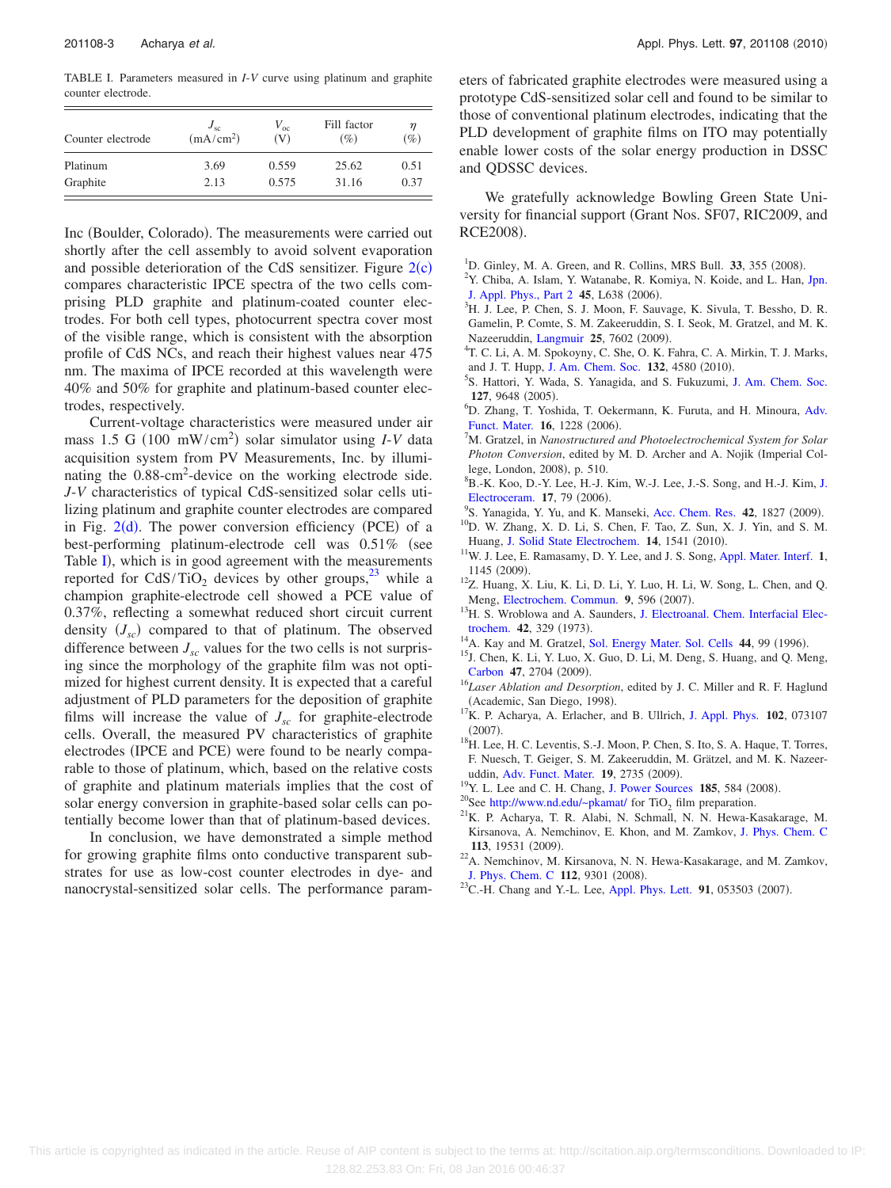TABLE I. Parameters measured in *I-V* curve using platinum and graphite counter electrode.

| Counter electrode | $J_{sc}$ (mA/cm$^2$) | $V_{oc}$ (V) | Fill factor (%) | $\eta$ (%) |
| --- | --- | --- | --- | --- |
| Platinum | 3.69 | 0.559 | 25.62 | 0.51 |
| Graphite | 2.13 | 0.575 | 31.16 | 0.37 |

Inc (Boulder, Colorado). The measurements were carried out shortly after the cell assembly to avoid solvent evaporation and possible deterioration of the CdS sensitizer. Figure 2(c) compares characteristic IPCE spectra of the two cells comprising PLD graphite and platinum-coated counter electrodes. For both cell types, photocurrent spectra cover most of the visible range, which is consistent with the absorption profile of CdS NCs, and reach their highest values near 475 nm. The maxima of IPCE recorded at this wavelength were 40% and 50% for graphite and platinum-based counter electrodes, respectively.

Current-voltage characteristics were measured under air mass 1.5 G (100 mW/cm$^2$) solar simulator using *I-V* data acquisition system from PV Measurements, Inc. by illuminating the 0.88-cm$^2$-device on the working electrode side. *J-V* characteristics of typical CdS-sensitized solar cells utilizing platinum and graphite counter electrodes are compared in Fig. 2(d). The power conversion efficiency (PCE) of a best-performing platinum-electrode cell was 0.51% (see Table I), which is in good agreement with the measurements reported for CdS/$TiO_2$ devices by other groups,[23] while a champion graphite-electrode cell showed a PCE value of 0.37%, reflecting a somewhat reduced short circuit current density ($J_{sc}$) compared to that of platinum. The observed difference between $J_{sc}$ values for the two cells is not surprising since the morphology of the graphite film was not optimized for highest current density. It is expected that a careful adjustment of PLD parameters for the deposition of graphite films will increase the value of $J_{sc}$ for graphite-electrode cells. Overall, the measured PV characteristics of graphite electrodes (IPCE and PCE) were found to be nearly comparable to those of platinum, which, based on the relative costs of graphite and platinum materials implies that the cost of solar energy conversion in graphite-based solar cells can potentially become lower than that of platinum-based devices.

In conclusion, we have demonstrated a simple method for growing graphite films onto conductive transparent substrates for use as low-cost counter electrodes in dye- and nanocrystal-sensitized solar cells. The performance parameters of fabricated graphite electrodes were measured using a prototype CdS-sensitized solar cell and found to be similar to those of conventional platinum electrodes, indicating that the PLD development of graphite films on ITO may potentially enable lower costs of the solar energy production in DSSC and QDSSC devices.

We gratefully acknowledge Bowling Green State University for financial support (Grant Nos. SF07, RIC2009, and RCE2008).

[1] D. Ginley, M. A. Green, and R. Collins, MRS Bull. **33**, 355 (2008).
[2] Y. Chiba, A. Islam, Y. Watanabe, R. Komiya, N. Koide, and L. Han, Jpn. J. Appl. Phys., Part 2 **45**, L638 (2006).
[3] H. J. Lee, P. Chen, S. J. Moon, F. Sauvage, K. Sivula, T. Bessho, D. R. Gamelin, P. Comte, S. M. Zakeeruddin, S. I. Seok, M. Gratzel, and M. K. Nazeeruddin, Langmuir **25**, 7602 (2009).
[4] T. C. Li, A. M. Spokoyny, C. She, O. K. Fahra, C. A. Mirkin, T. J. Marks, and J. T. Hupp, J. Am. Chem. Soc. **132**, 4580 (2010).
[5] S. Hattori, Y. Wada, S. Yanagida, and S. Fukuzumi, J. Am. Chem. Soc. **127**, 9648 (2005).
[6] D. Zhang, T. Yoshida, T. Oekermann, K. Furuta, and H. Minoura, Adv. Funct. Mater. **16**, 1228 (2006).
[7] M. Gratzel, in *Nanostructured and Photoelectrochemical System for Solar Photon Conversion*, edited by M. D. Archer and A. Nojik (Imperial College, London, 2008), p. 510.
[8] B.-K. Koo, D.-Y. Lee, H.-J. Kim, W.-J. Lee, J.-S. Song, and H.-J. Kim, J. Electroceram. **17**, 79 (2006).
[9] S. Yanagida, Y. Yu, and K. Manseki, Acc. Chem. Res. **42**, 1827 (2009).
[10] D. W. Zhang, X. D. Li, S. Chen, F. Tao, Z. Sun, X. J. Yin, and S. M. Huang, J. Solid State Electrochem. **14**, 1541 (2010).
[11] W. J. Lee, E. Ramasamy, D. Y. Lee, and J. S. Song, Appl. Mater. Interf. **1**, 1145 (2009).
[12] Z. Huang, X. Liu, K. Li, D. Li, Y. Luo, H. Li, W. Song, L. Chen, and Q. Meng, Electrochem. Commun. **9**, 596 (2007).
[13] H. S. Wroblowa and A. Saunders, J. Electroanal. Chem. Interfacial Electrochem. **42**, 329 (1973).
[14] A. Kay and M. Gratzel, Sol. Energy Mater. Sol. Cells **44**, 99 (1996).
[15] J. Chen, K. Li, Y. Luo, X. Guo, D. Li, M. Deng, S. Huang, and Q. Meng, Carbon **47**, 2704 (2009).
[16] *Laser Ablation and Desorption*, edited by J. C. Miller and R. F. Haglund (Academic, San Diego, 1998).
[17] K. P. Acharya, A. Erlacher, and B. Ullrich, J. Appl. Phys. **102**, 073107 (2007).
[18] H. Lee, H. C. Leventis, S.-J. Moon, P. Chen, S. Ito, S. A. Haque, T. Torres, F. Nuesch, T. Geiger, S. M. Zakeeruddin, M. Grätzel, and M. K. Nazeeruddin, Adv. Funct. Mater. **19**, 2735 (2009).
[19] Y. L. Lee and C. H. Chang, J. Power Sources **185**, 584 (2008).
[20] See http://www.nd.edu/~pkamat/ for $TiO_2$ film preparation.
[21] K. P. Acharya, T. R. Alabi, N. Schmall, N. N. Hewa-Kasakarage, M. Kirsanova, A. Nemchinov, E. Khon, and M. Zamkov, J. Phys. Chem. C **113**, 19531 (2009).
[22] A. Nemchinov, M. Kirsanova, N. N. Hewa-Kasakarage, and M. Zamkov, J. Phys. Chem. C **112**, 9301 (2008).
[23] C.-H. Chang and Y.-L. Lee, Appl. Phys. Lett. **91**, 053503 (2007).